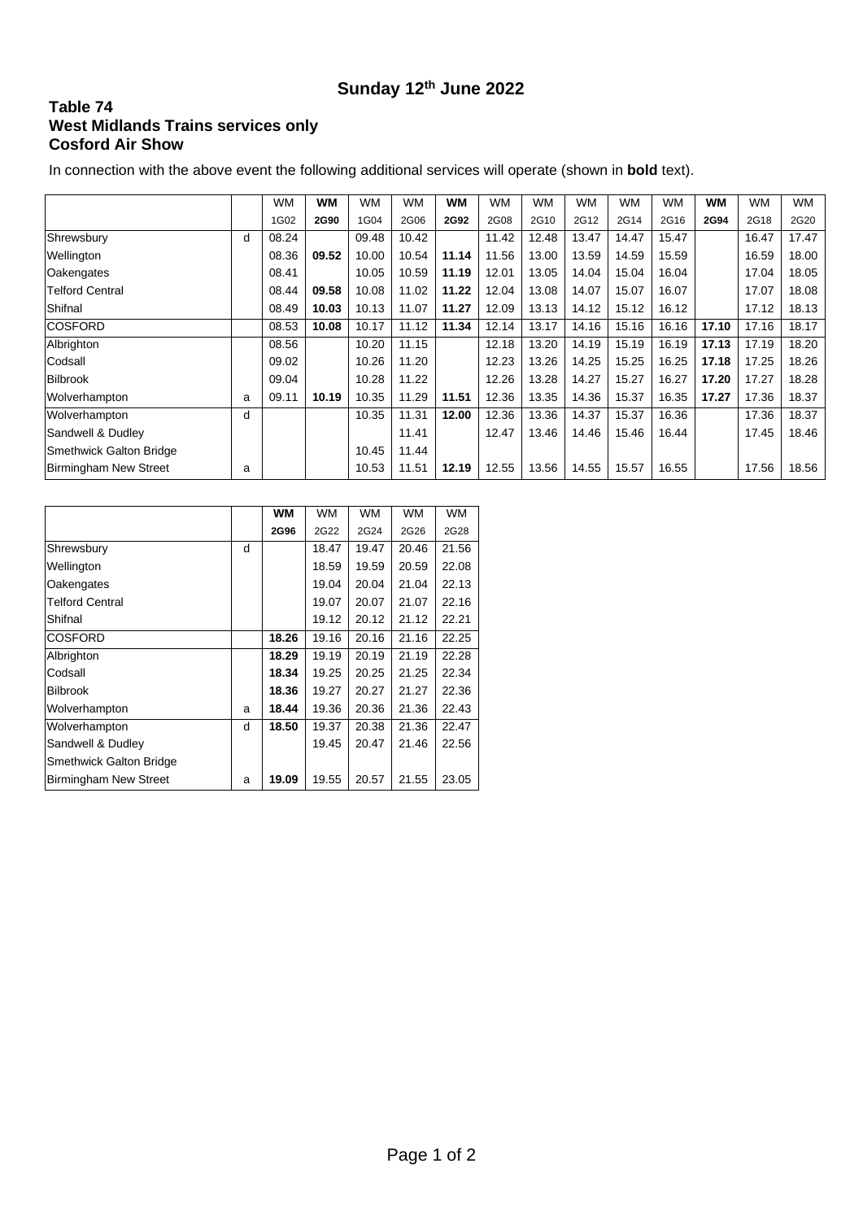## Sunday 12th June 2022

### Table 74
### West Midlands Trains services only
### Cosford Air Show

In connection with the above event the following additional services will operate (shown in **bold** text).

| | | WM | **WM** | WM | WM | **WM** | WM | WM | WM | WM | WM | **WM** | WM | WM |
|---|---|---|---|---|---|---|---|---|---|---|---|---|---|---|
| | | 1G02 | **2G90** | 1G04 | 2G06 | **2G92** | 2G08 | 2G10 | 2G12 | 2G14 | 2G16 | **2G94** | 2G18 | 2G20 |
| Shrewsbury | d | 08.24 | | 09.48 | 10.42 | | 11.42 | 12.48 | 13.47 | 14.47 | 15.47 | | 16.47 | 17.47 |
| Wellington | | 08.36 | **09.52** | 10.00 | 10.54 | **11.14** | 11.56 | 13.00 | 13.59 | 14.59 | 15.59 | | 16.59 | 18.00 |
| Oakengates | | 08.41 | | 10.05 | 10.59 | **11.19** | 12.01 | 13.05 | 14.04 | 15.04 | 16.04 | | 17.04 | 18.05 |
| Telford Central | | 08.44 | **09.58** | 10.08 | 11.02 | **11.22** | 12.04 | 13.08 | 14.07 | 15.07 | 16.07 | | 17.07 | 18.08 |
| Shifnal | | 08.49 | **10.03** | 10.13 | 11.07 | **11.27** | 12.09 | 13.13 | 14.12 | 15.12 | 16.12 | | 17.12 | 18.13 |
| COSFORD | | 08.53 | **10.08** | 10.17 | 11.12 | **11.34** | 12.14 | 13.17 | 14.16 | 15.16 | 16.16 | **17.10** | 17.16 | 18.17 |
| Albrighton | | 08.56 | | 10.20 | 11.15 | | 12.18 | 13.20 | 14.19 | 15.19 | 16.19 | **17.13** | 17.19 | 18.20 |
| Codsall | | 09.02 | | 10.26 | 11.20 | | 12.23 | 13.26 | 14.25 | 15.25 | 16.25 | **17.18** | 17.25 | 18.26 |
| Bilbrook | | 09.04 | | 10.28 | 11.22 | | 12.26 | 13.28 | 14.27 | 15.27 | 16.27 | **17.20** | 17.27 | 18.28 |
| Wolverhampton | a | 09.11 | **10.19** | 10.35 | 11.29 | **11.51** | 12.36 | 13.35 | 14.36 | 15.37 | 16.35 | **17.27** | 17.36 | 18.37 |
| Wolverhampton | d | | | 10.35 | 11.31 | **12.00** | 12.36 | 13.36 | 14.37 | 15.37 | 16.36 | | 17.36 | 18.37 |
| Sandwell & Dudley | | | | | 11.41 | | 12.47 | 13.46 | 14.46 | 15.46 | 16.44 | | 17.45 | 18.46 |
| Smethwick Galton Bridge | | | | 10.45 | 11.44 | | | | | | | | | |
| Birmingham New Street | a | | | 10.53 | 11.51 | **12.19** | 12.55 | 13.56 | 14.55 | 15.57 | 16.55 | | 17.56 | 18.56 |

| | | **WM** | WM | WM | WM | WM |
|---|---|---|---|---|---|---|
| | | **2G96** | 2G22 | 2G24 | 2G26 | 2G28 |
| Shrewsbury | d | | 18.47 | 19.47 | 20.46 | 21.56 |
| Wellington | | | 18.59 | 19.59 | 20.59 | 22.08 |
| Oakengates | | | 19.04 | 20.04 | 21.04 | 22.13 |
| Telford Central | | | 19.07 | 20.07 | 21.07 | 22.16 |
| Shifnal | | | 19.12 | 20.12 | 21.12 | 22.21 |
| COSFORD | | **18.26** | 19.16 | 20.16 | 21.16 | 22.25 |
| Albrighton | | **18.29** | 19.19 | 20.19 | 21.19 | 22.28 |
| Codsall | | **18.34** | 19.25 | 20.25 | 21.25 | 22.34 |
| Bilbrook | | **18.36** | 19.27 | 20.27 | 21.27 | 22.36 |
| Wolverhampton | a | **18.44** | 19.36 | 20.36 | 21.36 | 22.43 |
| Wolverhampton | d | **18.50** | 19.37 | 20.38 | 21.36 | 22.47 |
| Sandwell & Dudley | | | 19.45 | 20.47 | 21.46 | 22.56 |
| Smethwick Galton Bridge | | | | | | |
| Birmingham New Street | a | **19.09** | 19.55 | 20.57 | 21.55 | 23.05 |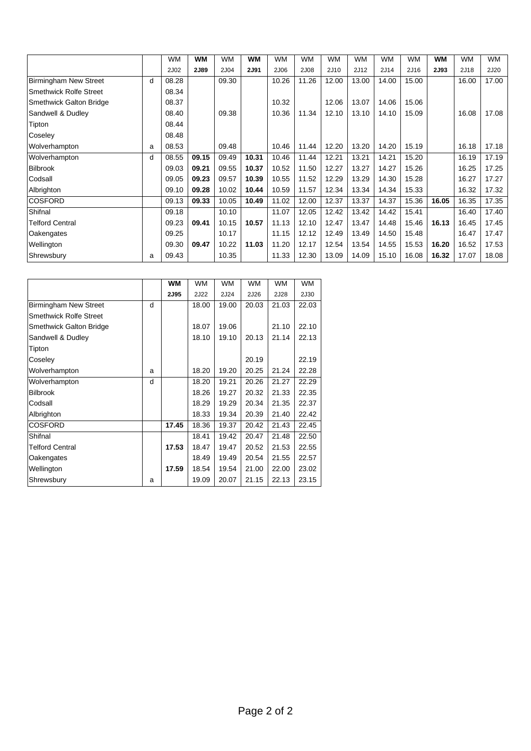| | | WM | **WM** | WM | **WM** | WM | WM | WM | WM | WM | WM | **WM** | WM | WM |
|---|---|---|---|---|---|---|---|---|---|---|---|---|---|---|
| | | 2J02 | **2J89** | 2J04 | **2J91** | 2J06 | 2J08 | 2J10 | 2J12 | 2J14 | 2J16 | **2J93** | 2J18 | 2J20 |
| Birmingham New Street | d | 08.28 | | 09.30 | | 10.26 | 11.26 | 12.00 | 13.00 | 14.00 | 15.00 | | 16.00 | 17.00 |
| Smethwick Rolfe Street | | 08.34 | | | | | | | | | | | | |
| Smethwick Galton Bridge | | 08.37 | | | | 10.32 | | 12.06 | 13.07 | 14.06 | 15.06 | | | |
| Sandwell & Dudley | | 08.40 | | 09.38 | | 10.36 | 11.34 | 12.10 | 13.10 | 14.10 | 15.09 | | 16.08 | 17.08 |
| Tipton | | 08.44 | | | | | | | | | | | | |
| Coseley | | 08.48 | | | | | | | | | | | | |
| Wolverhampton | a | 08.53 | | 09.48 | | 10.46 | 11.44 | 12.20 | 13.20 | 14.20 | 15.19 | | 16.18 | 17.18 |
| Wolverhampton | d | 08.55 | **09.15** | 09.49 | **10.31** | 10.46 | 11.44 | 12.21 | 13.21 | 14.21 | 15.20 | | 16.19 | 17.19 |
| Bilbrook | | 09.03 | **09.21** | 09.55 | **10.37** | 10.52 | 11.50 | 12.27 | 13.27 | 14.27 | 15.26 | | 16.25 | 17.25 |
| Codsall | | 09.05 | **09.23** | 09.57 | **10.39** | 10.55 | 11.52 | 12.29 | 13.29 | 14.30 | 15.28 | | 16.27 | 17.27 |
| Albrighton | | 09.10 | **09.28** | 10.02 | **10.44** | 10.59 | 11.57 | 12.34 | 13.34 | 14.34 | 15.33 | | 16.32 | 17.32 |
| COSFORD | | 09.13 | **09.33** | 10.05 | **10.49** | 11.02 | 12.00 | 12.37 | 13.37 | 14.37 | 15.36 | **16.05** | 16.35 | 17.35 |
| Shifnal | | 09.18 | | 10.10 | | 11.07 | 12.05 | 12.42 | 13.42 | 14.42 | 15.41 | | 16.40 | 17.40 |
| Telford Central | | 09.23 | **09.41** | 10.15 | **10.57** | 11.13 | 12.10 | 12.47 | 13.47 | 14.48 | 15.46 | **16.13** | 16.45 | 17.45 |
| Oakengates | | 09.25 | | 10.17 | | 11.15 | 12.12 | 12.49 | 13.49 | 14.50 | 15.48 | | 16.47 | 17.47 |
| Wellington | | 09.30 | **09.47** | 10.22 | **11.03** | 11.20 | 12.17 | 12.54 | 13.54 | 14.55 | 15.53 | **16.20** | 16.52 | 17.53 |
| Shrewsbury | a | 09.43 | | 10.35 | | 11.33 | 12.30 | 13.09 | 14.09 | 15.10 | 16.08 | **16.32** | 17.07 | 18.08 |

| | | **WM** | WM | WM | WM | WM | WM |
|---|---|---|---|---|---|---|---|
| | | **2J95** | 2J22 | 2J24 | 2J26 | 2J28 | 2J30 |
| Birmingham New Street | d | | 18.00 | 19.00 | 20.03 | 21.03 | 22.03 |
| Smethwick Rolfe Street | | | | | | | |
| Smethwick Galton Bridge | | | 18.07 | 19.06 | | 21.10 | 22.10 |
| Sandwell & Dudley | | | 18.10 | 19.10 | 20.13 | 21.14 | 22.13 |
| Tipton | | | | | | | |
| Coseley | | | | | 20.19 | | 22.19 |
| Wolverhampton | a | | 18.20 | 19.20 | 20.25 | 21.24 | 22.28 |
| Wolverhampton | d | | 18.20 | 19.21 | 20.26 | 21.27 | 22.29 |
| Bilbrook | | | 18.26 | 19.27 | 20.32 | 21.33 | 22.35 |
| Codsall | | | 18.29 | 19.29 | 20.34 | 21.35 | 22.37 |
| Albrighton | | | 18.33 | 19.34 | 20.39 | 21.40 | 22.42 |
| COSFORD | | **17.45** | 18.36 | 19.37 | 20.42 | 21.43 | 22.45 |
| Shifnal | | | 18.41 | 19.42 | 20.47 | 21.48 | 22.50 |
| Telford Central | | **17.53** | 18.47 | 19.47 | 20.52 | 21.53 | 22.55 |
| Oakengates | | | 18.49 | 19.49 | 20.54 | 21.55 | 22.57 |
| Wellington | | **17.59** | 18.54 | 19.54 | 21.00 | 22.00 | 23.02 |
| Shrewsbury | a | | 19.09 | 20.07 | 21.15 | 22.13 | 23.15 |